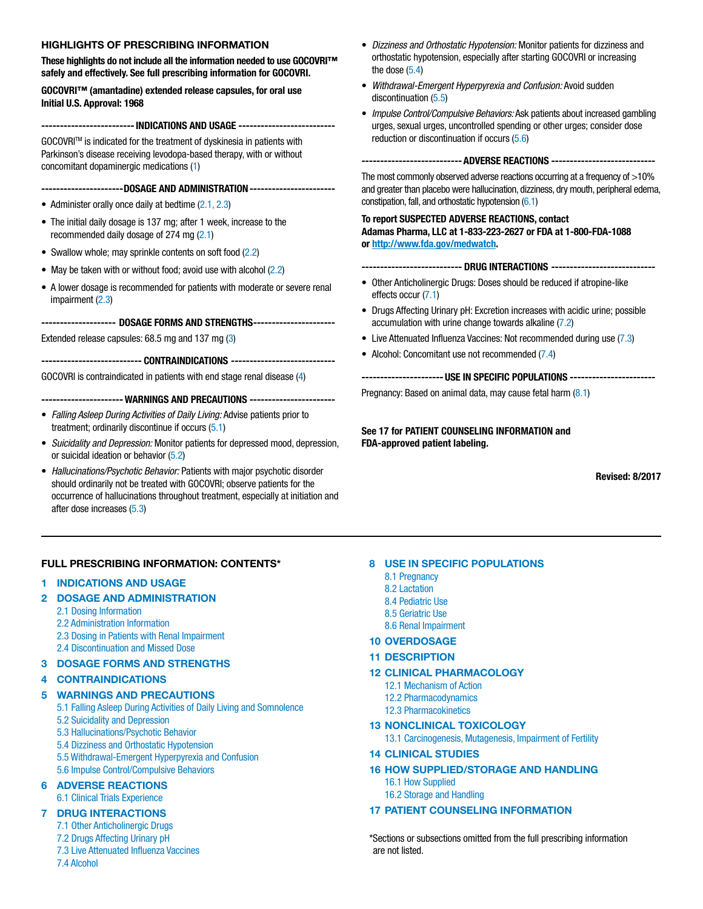## HIGHLIGHTS OF PRESCRIBING INFORMATION

**These highlights do not include all the information needed to use GOCOVRI™ safely and effectively. See full prescribing information for GOCOVRI.**

**GOCOVRI™ (amantadine) extended release capsules, for oral use**
**Initial U.S. Approval: 1968**

### ------------------------ INDICATIONS AND USAGE -------------------------

GOCOVRI™ is indicated for the treatment of dyskinesia in patients with Parkinson's disease receiving levodopa-based therapy, with or without concomitant dopaminergic medications (1)

### ---------------------DOSAGE AND ADMINISTRATION ----------------------

- Administer orally once daily at bedtime (2.1, 2.3)
- The initial daily dosage is 137 mg; after 1 week, increase to the recommended daily dosage of 274 mg (2.1)
- Swallow whole; may sprinkle contents on soft food (2.2)
- May be taken with or without food; avoid use with alcohol (2.2)
- A lower dosage is recommended for patients with moderate or severe renal impairment (2.3)

### ------------------- DOSAGE FORMS AND STRENGTHS---------------------

Extended release capsules: 68.5 mg and 137 mg (3)

### -------------------------- CONTRAINDICATIONS ---------------------------

GOCOVRI is contraindicated in patients with end stage renal disease (4)

### --------------------- WARNINGS AND PRECAUTIONS ----------------------

- *Falling Asleep During Activities of Daily Living:* Advise patients prior to treatment; ordinarily discontinue if occurs (5.1)
- *Suicidality and Depression:* Monitor patients for depressed mood, depression, or suicidal ideation or behavior (5.2)
- *Hallucinations/Psychotic Behavior:* Patients with major psychotic disorder should ordinarily not be treated with GOCOVRI; observe patients for the occurrence of hallucinations throughout treatment, especially at initiation and after dose increases (5.3)
- *Dizziness and Orthostatic Hypotension:* Monitor patients for dizziness and orthostatic hypotension, especially after starting GOCOVRI or increasing the dose (5.4)
- *Withdrawal-Emergent Hyperpyrexia and Confusion:* Avoid sudden discontinuation (5.5)
- *Impulse Control/Compulsive Behaviors:* Ask patients about increased gambling urges, sexual urges, uncontrolled spending or other urges; consider dose reduction or discontinuation if occurs (5.6)

### -------------------------- ADVERSE REACTIONS ---------------------------

The most commonly observed adverse reactions occurring at a frequency of >10% and greater than placebo were hallucination, dizziness, dry mouth, peripheral edema, constipation, fall, and orthostatic hypotension (6.1)

**To report SUSPECTED ADVERSE REACTIONS, contact Adamas Pharma, LLC at 1-833-223-2627 or FDA at 1-800-FDA-1088 or http://www.fda.gov/medwatch.**

### -------------------------- DRUG INTERACTIONS ---------------------------

- Other Anticholinergic Drugs: Doses should be reduced if atropine-like effects occur (7.1)
- Drugs Affecting Urinary pH: Excretion increases with acidic urine; possible accumulation with urine change towards alkaline (7.2)
- Live Attenuated Influenza Vaccines: Not recommended during use (7.3)
- Alcohol: Concomitant use not recommended (7.4)

### --------------------- USE IN SPECIFIC POPULATIONS ----------------------

Pregnancy: Based on animal data, may cause fetal harm (8.1)

**See 17 for PATIENT COUNSELING INFORMATION and FDA-approved patient labeling.**

**Revised: 8/2017**

---

## FULL PRESCRIBING INFORMATION: CONTENTS*

**1 INDICATIONS AND USAGE**

**2 DOSAGE AND ADMINISTRATION**
- 2.1 Dosing Information
- 2.2 Administration Information
- 2.3 Dosing in Patients with Renal Impairment
- 2.4 Discontinuation and Missed Dose

**3 DOSAGE FORMS AND STRENGTHS**

**4 CONTRAINDICATIONS**

**5 WARNINGS AND PRECAUTIONS**
- 5.1 Falling Asleep During Activities of Daily Living and Somnolence
- 5.2 Suicidality and Depression
- 5.3 Hallucinations/Psychotic Behavior
- 5.4 Dizziness and Orthostatic Hypotension
- 5.5 Withdrawal-Emergent Hyperpyrexia and Confusion
- 5.6 Impulse Control/Compulsive Behaviors

**6 ADVERSE REACTIONS**
- 6.1 Clinical Trials Experience

**7 DRUG INTERACTIONS**
- 7.1 Other Anticholinergic Drugs
- 7.2 Drugs Affecting Urinary pH
- 7.3 Live Attenuated Influenza Vaccines
- 7.4 Alcohol

**8 USE IN SPECIFIC POPULATIONS**
- 8.1 Pregnancy
- 8.2 Lactation
- 8.4 Pediatric Use
- 8.5 Geriatric Use
- 8.6 Renal Impairment

**10 OVERDOSAGE**

**11 DESCRIPTION**

**12 CLINICAL PHARMACOLOGY**
- 12.1 Mechanism of Action
- 12.2 Pharmacodynamics
- 12.3 Pharmacokinetics

**13 NONCLINICAL TOXICOLOGY**
- 13.1 Carcinogenesis, Mutagenesis, Impairment of Fertility

**14 CLINICAL STUDIES**

**16 HOW SUPPLIED/STORAGE AND HANDLING**
- 16.1 How Supplied
- 16.2 Storage and Handling

**17 PATIENT COUNSELING INFORMATION**

*Sections or subsections omitted from the full prescribing information are not listed.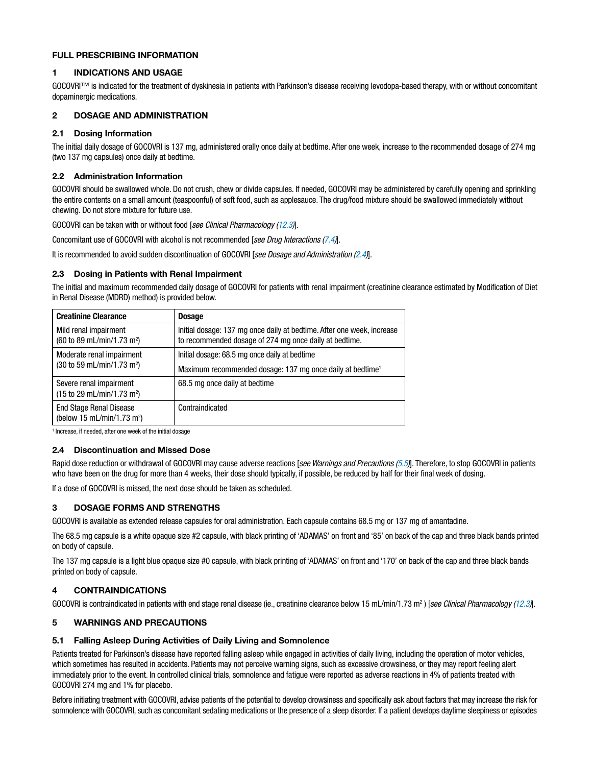# FULL PRESCRIBING INFORMATION

## 1 INDICATIONS AND USAGE

GOCOVRI™ is indicated for the treatment of dyskinesia in patients with Parkinson's disease receiving levodopa-based therapy, with or without concomitant dopaminergic medications.

## 2 DOSAGE AND ADMINISTRATION

### 2.1 Dosing Information

The initial daily dosage of GOCOVRI is 137 mg, administered orally once daily at bedtime. After one week, increase to the recommended dosage of 274 mg (two 137 mg capsules) once daily at bedtime.

### 2.2 Administration Information

GOCOVRI should be swallowed whole. Do not crush, chew or divide capsules. If needed, GOCOVRI may be administered by carefully opening and sprinkling the entire contents on a small amount (teaspoonful) of soft food, such as applesauce. The drug/food mixture should be swallowed immediately without chewing. Do not store mixture for future use.

GOCOVRI can be taken with or without food [*see Clinical Pharmacology (12.3)*].

Concomitant use of GOCOVRI with alcohol is not recommended [*see Drug Interactions (7.4)*].

It is recommended to avoid sudden discontinuation of GOCOVRI [*see Dosage and Administration (2.4)*].

### 2.3 Dosing in Patients with Renal Impairment

The initial and maximum recommended daily dosage of GOCOVRI for patients with renal impairment (creatinine clearance estimated by Modification of Diet in Renal Disease (MDRD) method) is provided below.

| Creatinine Clearance | Dosage |
|---|---|
| Mild renal impairment (60 to 89 mL/min/1.73 $m^2$) | Initial dosage: 137 mg once daily at bedtime. After one week, increase to recommended dosage of 274 mg once daily at bedtime. |
| Moderate renal impairment (30 to 59 mL/min/1.73 $m^2$) | Initial dosage: 68.5 mg once daily at bedtime<br>Maximum recommended dosage: 137 mg once daily at bedtime[1] |
| Severe renal impairment (15 to 29 mL/min/1.73 $m^2$) | 68.5 mg once daily at bedtime |
| End Stage Renal Disease (below 15 mL/min/1.73 $m^2$) | Contraindicated |

[1] Increase, if needed, after one week of the initial dosage

### 2.4 Discontinuation and Missed Dose

Rapid dose reduction or withdrawal of GOCOVRI may cause adverse reactions [*see Warnings and Precautions (5.5)*]. Therefore, to stop GOCOVRI in patients who have been on the drug for more than 4 weeks, their dose should typically, if possible, be reduced by half for their final week of dosing.

If a dose of GOCOVRI is missed, the next dose should be taken as scheduled.

## 3 DOSAGE FORMS AND STRENGTHS

GOCOVRI is available as extended release capsules for oral administration. Each capsule contains 68.5 mg or 137 mg of amantadine.

The 68.5 mg capsule is a white opaque size #2 capsule, with black printing of 'ADAMAS' on front and '85' on back of the cap and three black bands printed on body of capsule.

The 137 mg capsule is a light blue opaque size #0 capsule, with black printing of 'ADAMAS' on front and '170' on back of the cap and three black bands printed on body of capsule.

## 4 CONTRAINDICATIONS

GOCOVRI is contraindicated in patients with end stage renal disease (ie., creatinine clearance below 15 mL/min/1.73 $m^2$ ) [*see Clinical Pharmacology (12.3)*].

## 5 WARNINGS AND PRECAUTIONS

### 5.1 Falling Asleep During Activities of Daily Living and Somnolence

Patients treated for Parkinson's disease have reported falling asleep while engaged in activities of daily living, including the operation of motor vehicles, which sometimes has resulted in accidents. Patients may not perceive warning signs, such as excessive drowsiness, or they may report feeling alert immediately prior to the event. In controlled clinical trials, somnolence and fatigue were reported as adverse reactions in 4% of patients treated with GOCOVRI 274 mg and 1% for placebo.

Before initiating treatment with GOCOVRI, advise patients of the potential to develop drowsiness and specifically ask about factors that may increase the risk for somnolence with GOCOVRI, such as concomitant sedating medications or the presence of a sleep disorder. If a patient develops daytime sleepiness or episodes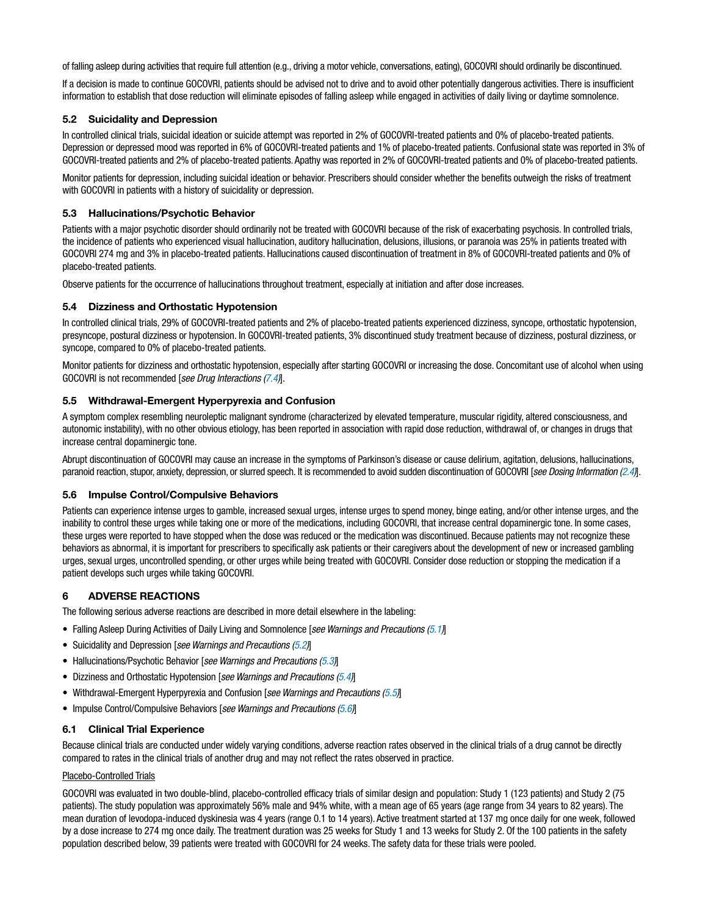of falling asleep during activities that require full attention (e.g., driving a motor vehicle, conversations, eating), GOCOVRI should ordinarily be discontinued.

If a decision is made to continue GOCOVRI, patients should be advised not to drive and to avoid other potentially dangerous activities. There is insufficient information to establish that dose reduction will eliminate episodes of falling asleep while engaged in activities of daily living or daytime somnolence.

### 5.2 Suicidality and Depression

In controlled clinical trials, suicidal ideation or suicide attempt was reported in 2% of GOCOVRI-treated patients and 0% of placebo-treated patients. Depression or depressed mood was reported in 6% of GOCOVRI-treated patients and 1% of placebo-treated patients. Confusional state was reported in 3% of GOCOVRI-treated patients and 2% of placebo-treated patients. Apathy was reported in 2% of GOCOVRI-treated patients and 0% of placebo-treated patients.

Monitor patients for depression, including suicidal ideation or behavior. Prescribers should consider whether the benefits outweigh the risks of treatment with GOCOVRI in patients with a history of suicidality or depression.

### 5.3 Hallucinations/Psychotic Behavior

Patients with a major psychotic disorder should ordinarily not be treated with GOCOVRI because of the risk of exacerbating psychosis. In controlled trials, the incidence of patients who experienced visual hallucination, auditory hallucination, delusions, illusions, or paranoia was 25% in patients treated with GOCOVRI 274 mg and 3% in placebo-treated patients. Hallucinations caused discontinuation of treatment in 8% of GOCOVRI-treated patients and 0% of placebo-treated patients.

Observe patients for the occurrence of hallucinations throughout treatment, especially at initiation and after dose increases.

### 5.4 Dizziness and Orthostatic Hypotension

In controlled clinical trials, 29% of GOCOVRI-treated patients and 2% of placebo-treated patients experienced dizziness, syncope, orthostatic hypotension, presyncope, postural dizziness or hypotension. In GOCOVRI-treated patients, 3% discontinued study treatment because of dizziness, postural dizziness, or syncope, compared to 0% of placebo-treated patients.

Monitor patients for dizziness and orthostatic hypotension, especially after starting GOCOVRI or increasing the dose. Concomitant use of alcohol when using GOCOVRI is not recommended [*see Drug Interactions (7.4)*].

### 5.5 Withdrawal-Emergent Hyperpyrexia and Confusion

A symptom complex resembling neuroleptic malignant syndrome (characterized by elevated temperature, muscular rigidity, altered consciousness, and autonomic instability), with no other obvious etiology, has been reported in association with rapid dose reduction, withdrawal of, or changes in drugs that increase central dopaminergic tone.

Abrupt discontinuation of GOCOVRI may cause an increase in the symptoms of Parkinson's disease or cause delirium, agitation, delusions, hallucinations, paranoid reaction, stupor, anxiety, depression, or slurred speech. It is recommended to avoid sudden discontinuation of GOCOVRI [*see Dosing Information (2.4)*].

### 5.6 Impulse Control/Compulsive Behaviors

Patients can experience intense urges to gamble, increased sexual urges, intense urges to spend money, binge eating, and/or other intense urges, and the inability to control these urges while taking one or more of the medications, including GOCOVRI, that increase central dopaminergic tone. In some cases, these urges were reported to have stopped when the dose was reduced or the medication was discontinued. Because patients may not recognize these behaviors as abnormal, it is important for prescribers to specifically ask patients or their caregivers about the development of new or increased gambling urges, sexual urges, uncontrolled spending, or other urges while being treated with GOCOVRI. Consider dose reduction or stopping the medication if a patient develops such urges while taking GOCOVRI.

## 6 ADVERSE REACTIONS

The following serious adverse reactions are described in more detail elsewhere in the labeling:

- Falling Asleep During Activities of Daily Living and Somnolence [*see Warnings and Precautions (5.1)*]
- Suicidality and Depression [*see Warnings and Precautions (5.2)*]
- Hallucinations/Psychotic Behavior [*see Warnings and Precautions (5.3)*]
- Dizziness and Orthostatic Hypotension [*see Warnings and Precautions (5.4)*]
- Withdrawal-Emergent Hyperpyrexia and Confusion [*see Warnings and Precautions (5.5)*]
- Impulse Control/Compulsive Behaviors [*see Warnings and Precautions (5.6)*]

### 6.1 Clinical Trial Experience

Because clinical trials are conducted under widely varying conditions, adverse reaction rates observed in the clinical trials of a drug cannot be directly compared to rates in the clinical trials of another drug and may not reflect the rates observed in practice.

Placebo-Controlled Trials

GOCOVRI was evaluated in two double-blind, placebo-controlled efficacy trials of similar design and population: Study 1 (123 patients) and Study 2 (75 patients). The study population was approximately 56% male and 94% white, with a mean age of 65 years (age range from 34 years to 82 years). The mean duration of levodopa-induced dyskinesia was 4 years (range 0.1 to 14 years). Active treatment started at 137 mg once daily for one week, followed by a dose increase to 274 mg once daily. The treatment duration was 25 weeks for Study 1 and 13 weeks for Study 2. Of the 100 patients in the safety population described below, 39 patients were treated with GOCOVRI for 24 weeks. The safety data for these trials were pooled.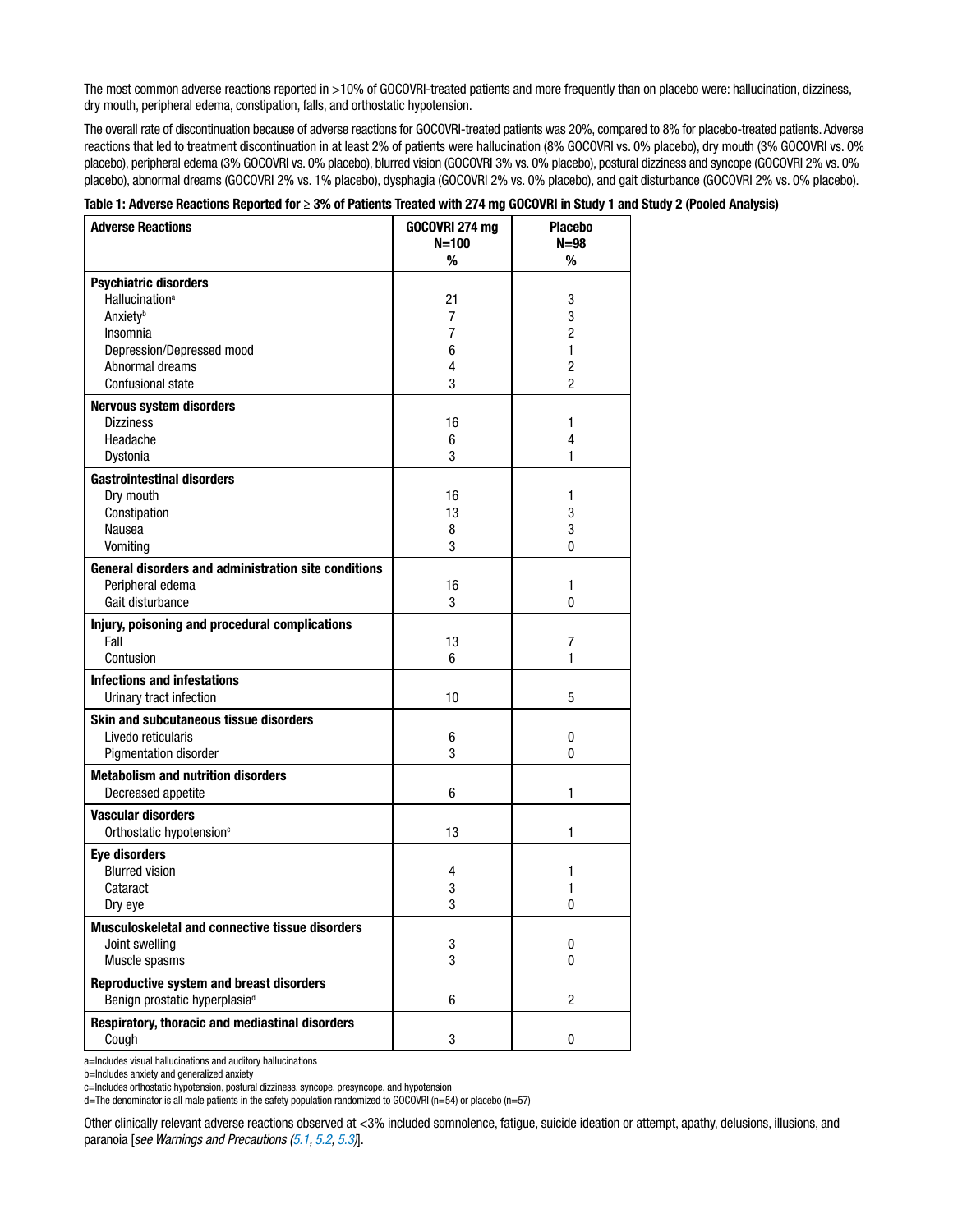The most common adverse reactions reported in >10% of GOCOVRI-treated patients and more frequently than on placebo were: hallucination, dizziness, dry mouth, peripheral edema, constipation, falls, and orthostatic hypotension.

The overall rate of discontinuation because of adverse reactions for GOCOVRI-treated patients was 20%, compared to 8% for placebo-treated patients. Adverse reactions that led to treatment discontinuation in at least 2% of patients were hallucination (8% GOCOVRI vs. 0% placebo), dry mouth (3% GOCOVRI vs. 0% placebo), peripheral edema (3% GOCOVRI vs. 0% placebo), blurred vision (GOCOVRI 3% vs. 0% placebo), postural dizziness and syncope (GOCOVRI 2% vs. 0% placebo), abnormal dreams (GOCOVRI 2% vs. 1% placebo), dysphagia (GOCOVRI 2% vs. 0% placebo), and gait disturbance (GOCOVRI 2% vs. 0% placebo).

**Table 1: Adverse Reactions Reported for ≥ 3% of Patients Treated with 274 mg GOCOVRI in Study 1 and Study 2 (Pooled Analysis)**

| Adverse Reactions | GOCOVRI 274 mg N=100 % | Placebo N=98 % |
|---|---|---|
| **Psychiatric disorders** | | |
| Hallucination[a] | 21 | 3 |
| Anxiety[b] | 7 | 3 |
| Insomnia | 7 | 2 |
| Depression/Depressed mood | 6 | 1 |
| Abnormal dreams | 4 | 2 |
| Confusional state | 3 | 2 |
| **Nervous system disorders** | | |
| Dizziness | 16 | 1 |
| Headache | 6 | 4 |
| Dystonia | 3 | 1 |
| **Gastrointestinal disorders** | | |
| Dry mouth | 16 | 1 |
| Constipation | 13 | 3 |
| Nausea | 8 | 3 |
| Vomiting | 3 | 0 |
| **General disorders and administration site conditions** | | |
| Peripheral edema | 16 | 1 |
| Gait disturbance | 3 | 0 |
| **Injury, poisoning and procedural complications** | | |
| Fall | 13 | 7 |
| Contusion | 6 | 1 |
| **Infections and infestations** | | |
| Urinary tract infection | 10 | 5 |
| **Skin and subcutaneous tissue disorders** | | |
| Livedo reticularis | 6 | 0 |
| Pigmentation disorder | 3 | 0 |
| **Metabolism and nutrition disorders** | | |
| Decreased appetite | 6 | 1 |
| **Vascular disorders** | | |
| Orthostatic hypotension[c] | 13 | 1 |
| **Eye disorders** | | |
| Blurred vision | 4 | 1 |
| Cataract | 3 | 1 |
| Dry eye | 3 | 0 |
| **Musculoskeletal and connective tissue disorders** | | |
| Joint swelling | 3 | 0 |
| Muscle spasms | 3 | 0 |
| **Reproductive system and breast disorders** | | |
| Benign prostatic hyperplasia[d] | 6 | 2 |
| **Respiratory, thoracic and mediastinal disorders** | | |
| Cough | 3 | 0 |

a=Includes visual hallucinations and auditory hallucinations

b=Includes anxiety and generalized anxiety

c=Includes orthostatic hypotension, postural dizziness, syncope, presyncope, and hypotension

d=The denominator is all male patients in the safety population randomized to GOCOVRI (n=54) or placebo (n=57)

Other clinically relevant adverse reactions observed at <3% included somnolence, fatigue, suicide ideation or attempt, apathy, delusions, illusions, and paranoia [*see Warnings and Precautions (5.1, 5.2, 5.3)*].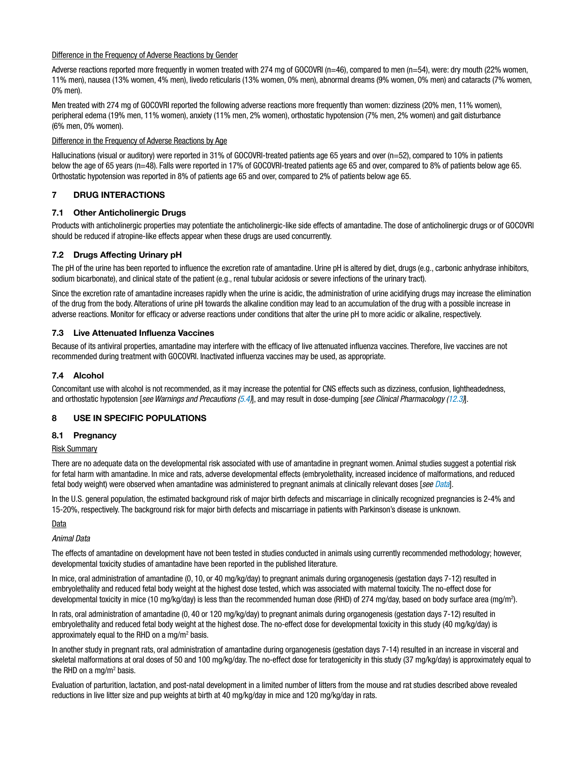Difference in the Frequency of Adverse Reactions by Gender

Adverse reactions reported more frequently in women treated with 274 mg of GOCOVRI (n=46), compared to men (n=54), were: dry mouth (22% women, 11% men), nausea (13% women, 4% men), livedo reticularis (13% women, 0% men), abnormal dreams (9% women, 0% men) and cataracts (7% women, 0% men).

Men treated with 274 mg of GOCOVRI reported the following adverse reactions more frequently than women: dizziness (20% men, 11% women), peripheral edema (19% men, 11% women), anxiety (11% men, 2% women), orthostatic hypotension (7% men, 2% women) and gait disturbance (6% men, 0% women).

Difference in the Frequency of Adverse Reactions by Age

Hallucinations (visual or auditory) were reported in 31% of GOCOVRI-treated patients age 65 years and over (n=52), compared to 10% in patients below the age of 65 years (n=48). Falls were reported in 17% of GOCOVRI-treated patients age 65 and over, compared to 8% of patients below age 65. Orthostatic hypotension was reported in 8% of patients age 65 and over, compared to 2% of patients below age 65.

## 7 DRUG INTERACTIONS

### 7.1 Other Anticholinergic Drugs

Products with anticholinergic properties may potentiate the anticholinergic-like side effects of amantadine. The dose of anticholinergic drugs or of GOCOVRI should be reduced if atropine-like effects appear when these drugs are used concurrently.

### 7.2 Drugs Affecting Urinary pH

The pH of the urine has been reported to influence the excretion rate of amantadine. Urine pH is altered by diet, drugs (e.g., carbonic anhydrase inhibitors, sodium bicarbonate), and clinical state of the patient (e.g., renal tubular acidosis or severe infections of the urinary tract).

Since the excretion rate of amantadine increases rapidly when the urine is acidic, the administration of urine acidifying drugs may increase the elimination of the drug from the body. Alterations of urine pH towards the alkaline condition may lead to an accumulation of the drug with a possible increase in adverse reactions. Monitor for efficacy or adverse reactions under conditions that alter the urine pH to more acidic or alkaline, respectively.

### 7.3 Live Attenuated Influenza Vaccines

Because of its antiviral properties, amantadine may interfere with the efficacy of live attenuated influenza vaccines. Therefore, live vaccines are not recommended during treatment with GOCOVRI. Inactivated influenza vaccines may be used, as appropriate.

### 7.4 Alcohol

Concomitant use with alcohol is not recommended, as it may increase the potential for CNS effects such as dizziness, confusion, lightheadedness, and orthostatic hypotension [*see Warnings and Precautions (5.4)*], and may result in dose-dumping [*see Clinical Pharmacology (12.3)*].

## 8 USE IN SPECIFIC POPULATIONS

### 8.1 Pregnancy

Risk Summary

There are no adequate data on the developmental risk associated with use of amantadine in pregnant women. Animal studies suggest a potential risk for fetal harm with amantadine. In mice and rats, adverse developmental effects (embryolethality, increased incidence of malformations, and reduced fetal body weight) were observed when amantadine was administered to pregnant animals at clinically relevant doses [*see Data*].

In the U.S. general population, the estimated background risk of major birth defects and miscarriage in clinically recognized pregnancies is 2-4% and 15-20%, respectively. The background risk for major birth defects and miscarriage in patients with Parkinson's disease is unknown.

Data

*Animal Data*

The effects of amantadine on development have not been tested in studies conducted in animals using currently recommended methodology; however, developmental toxicity studies of amantadine have been reported in the published literature.

In mice, oral administration of amantadine (0, 10, or 40 mg/kg/day) to pregnant animals during organogenesis (gestation days 7-12) resulted in embryolethality and reduced fetal body weight at the highest dose tested, which was associated with maternal toxicity. The no-effect dose for developmental toxicity in mice (10 mg/kg/day) is less than the recommended human dose (RHD) of 274 mg/day, based on body surface area (mg/m$^2$).

In rats, oral administration of amantadine (0, 40 or 120 mg/kg/day) to pregnant animals during organogenesis (gestation days 7-12) resulted in embryolethality and reduced fetal body weight at the highest dose. The no-effect dose for developmental toxicity in this study (40 mg/kg/day) is approximately equal to the RHD on a mg/m$^2$ basis.

In another study in pregnant rats, oral administration of amantadine during organogenesis (gestation days 7-14) resulted in an increase in visceral and skeletal malformations at oral doses of 50 and 100 mg/kg/day. The no-effect dose for teratogenicity in this study (37 mg/kg/day) is approximately equal to the RHD on a mg/m$^2$ basis.

Evaluation of parturition, lactation, and post-natal development in a limited number of litters from the mouse and rat studies described above revealed reductions in live litter size and pup weights at birth at 40 mg/kg/day in mice and 120 mg/kg/day in rats.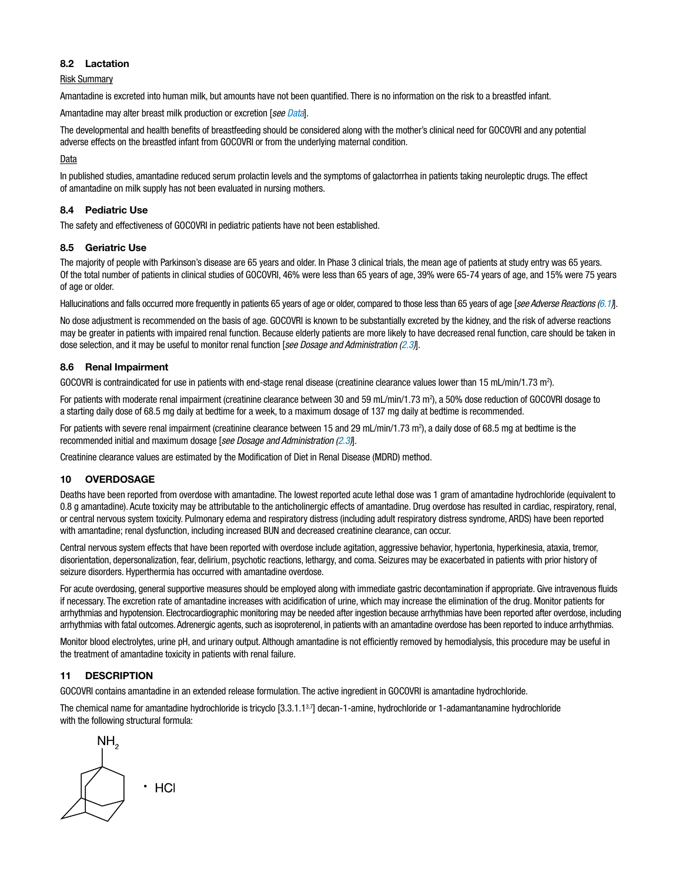### 8.2 Lactation

Risk Summary

Amantadine is excreted into human milk, but amounts have not been quantified. There is no information on the risk to a breastfed infant.

Amantadine may alter breast milk production or excretion [*see Data*].

The developmental and health benefits of breastfeeding should be considered along with the mother's clinical need for GOCOVRI and any potential adverse effects on the breastfed infant from GOCOVRI or from the underlying maternal condition.

Data

In published studies, amantadine reduced serum prolactin levels and the symptoms of galactorrhea in patients taking neuroleptic drugs. The effect of amantadine on milk supply has not been evaluated in nursing mothers.

### 8.4 Pediatric Use

The safety and effectiveness of GOCOVRI in pediatric patients have not been established.

### 8.5 Geriatric Use

The majority of people with Parkinson's disease are 65 years and older. In Phase 3 clinical trials, the mean age of patients at study entry was 65 years. Of the total number of patients in clinical studies of GOCOVRI, 46% were less than 65 years of age, 39% were 65-74 years of age, and 15% were 75 years of age or older.

Hallucinations and falls occurred more frequently in patients 65 years of age or older, compared to those less than 65 years of age [*see Adverse Reactions (6.1)*].

No dose adjustment is recommended on the basis of age. GOCOVRI is known to be substantially excreted by the kidney, and the risk of adverse reactions may be greater in patients with impaired renal function. Because elderly patients are more likely to have decreased renal function, care should be taken in dose selection, and it may be useful to monitor renal function [*see Dosage and Administration (2.3)*].

### 8.6 Renal Impairment

GOCOVRI is contraindicated for use in patients with end-stage renal disease (creatinine clearance values lower than 15 mL/min/1.73 $m^2$).

For patients with moderate renal impairment (creatinine clearance between 30 and 59 mL/min/1.73 $m^2$), a 50% dose reduction of GOCOVRI dosage to a starting daily dose of 68.5 mg daily at bedtime for a week, to a maximum dosage of 137 mg daily at bedtime is recommended.

For patients with severe renal impairment (creatinine clearance between 15 and 29 mL/min/1.73 $m^2$), a daily dose of 68.5 mg at bedtime is the recommended initial and maximum dosage [*see Dosage and Administration (2.3)*].

Creatinine clearance values are estimated by the Modification of Diet in Renal Disease (MDRD) method.

## 10 OVERDOSAGE

Deaths have been reported from overdose with amantadine. The lowest reported acute lethal dose was 1 gram of amantadine hydrochloride (equivalent to 0.8 g amantadine). Acute toxicity may be attributable to the anticholinergic effects of amantadine. Drug overdose has resulted in cardiac, respiratory, renal, or central nervous system toxicity. Pulmonary edema and respiratory distress (including adult respiratory distress syndrome, ARDS) have been reported with amantadine; renal dysfunction, including increased BUN and decreased creatinine clearance, can occur.

Central nervous system effects that have been reported with overdose include agitation, aggressive behavior, hypertonia, hyperkinesia, ataxia, tremor, disorientation, depersonalization, fear, delirium, psychotic reactions, lethargy, and coma. Seizures may be exacerbated in patients with prior history of seizure disorders. Hyperthermia has occurred with amantadine overdose.

For acute overdosing, general supportive measures should be employed along with immediate gastric decontamination if appropriate. Give intravenous fluids if necessary. The excretion rate of amantadine increases with acidification of urine, which may increase the elimination of the drug. Monitor patients for arrhythmias and hypotension. Electrocardiographic monitoring may be needed after ingestion because arrhythmias have been reported after overdose, including arrhythmias with fatal outcomes. Adrenergic agents, such as isoproterenol, in patients with an amantadine overdose has been reported to induce arrhythmias.

Monitor blood electrolytes, urine pH, and urinary output. Although amantadine is not efficiently removed by hemodialysis, this procedure may be useful in the treatment of amantadine toxicity in patients with renal failure.

## 11 DESCRIPTION

GOCOVRI contains amantadine in an extended release formulation. The active ingredient in GOCOVRI is amantadine hydrochloride.

The chemical name for amantadine hydrochloride is tricyclo [3.3.1.1$^{3,7}$] decan-1-amine, hydrochloride or 1-adamantanamine hydrochloride with the following structural formula:

$NH_2$ • HCl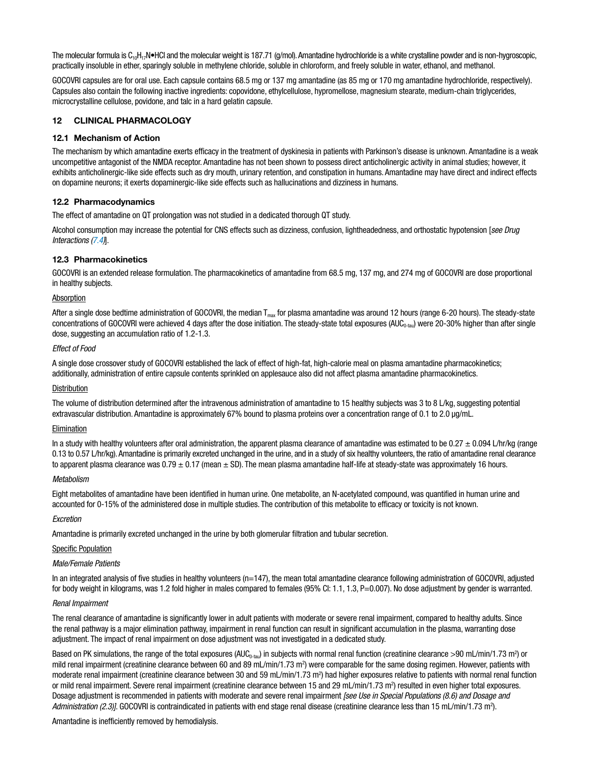The molecular formula is $C_{10}H_{17}N$•HCl and the molecular weight is 187.71 (g/mol). Amantadine hydrochloride is a white crystalline powder and is non-hygroscopic, practically insoluble in ether, sparingly soluble in methylene chloride, soluble in chloroform, and freely soluble in water, ethanol, and methanol.

GOCOVRI capsules are for oral use. Each capsule contains 68.5 mg or 137 mg amantadine (as 85 mg or 170 mg amantadine hydrochloride, respectively). Capsules also contain the following inactive ingredients: copovidone, ethylcellulose, hypromellose, magnesium stearate, medium-chain triglycerides, microcrystalline cellulose, povidone, and talc in a hard gelatin capsule.

## 12 CLINICAL PHARMACOLOGY

### 12.1 Mechanism of Action

The mechanism by which amantadine exerts efficacy in the treatment of dyskinesia in patients with Parkinson's disease is unknown. Amantadine is a weak uncompetitive antagonist of the NMDA receptor. Amantadine has not been shown to possess direct anticholinergic activity in animal studies; however, it exhibits anticholinergic-like side effects such as dry mouth, urinary retention, and constipation in humans. Amantadine may have direct and indirect effects on dopamine neurons; it exerts dopaminergic-like side effects such as hallucinations and dizziness in humans.

### 12.2 Pharmacodynamics

The effect of amantadine on QT prolongation was not studied in a dedicated thorough QT study.

Alcohol consumption may increase the potential for CNS effects such as dizziness, confusion, lightheadedness, and orthostatic hypotension [*see Drug Interactions (7.4)*].

### 12.3 Pharmacokinetics

GOCOVRI is an extended release formulation. The pharmacokinetics of amantadine from 68.5 mg, 137 mg, and 274 mg of GOCOVRI are dose proportional in healthy subjects.

Absorption

After a single dose bedtime administration of GOCOVRI, the median $T_{max}$ for plasma amantadine was around 12 hours (range 6-20 hours). The steady-state concentrations of GOCOVRI were achieved 4 days after the dose initiation. The steady-state total exposures ($AUC_{0\text{-tau}}$) were 20-30% higher than after single dose, suggesting an accumulation ratio of 1.2-1.3.

*Effect of Food*

A single dose crossover study of GOCOVRI established the lack of effect of high-fat, high-calorie meal on plasma amantadine pharmacokinetics; additionally, administration of entire capsule contents sprinkled on applesauce also did not affect plasma amantadine pharmacokinetics.

Distribution

The volume of distribution determined after the intravenous administration of amantadine to 15 healthy subjects was 3 to 8 L/kg, suggesting potential extravascular distribution. Amantadine is approximately 67% bound to plasma proteins over a concentration range of 0.1 to 2.0 µg/mL.

Elimination

In a study with healthy volunteers after oral administration, the apparent plasma clearance of amantadine was estimated to be $0.27 \pm 0.094$ L/hr/kg (range 0.13 to 0.57 L/hr/kg). Amantadine is primarily excreted unchanged in the urine, and in a study of six healthy volunteers, the ratio of amantadine renal clearance to apparent plasma clearance was $0.79 \pm 0.17$ (mean ± SD). The mean plasma amantadine half-life at steady-state was approximately 16 hours.

*Metabolism*

Eight metabolites of amantadine have been identified in human urine. One metabolite, an N-acetylated compound, was quantified in human urine and accounted for 0-15% of the administered dose in multiple studies. The contribution of this metabolite to efficacy or toxicity is not known.

*Excretion*

Amantadine is primarily excreted unchanged in the urine by both glomerular filtration and tubular secretion.

Specific Population

*Male/Female Patients*

In an integrated analysis of five studies in healthy volunteers (n=147), the mean total amantadine clearance following administration of GOCOVRI, adjusted for body weight in kilograms, was 1.2 fold higher in males compared to females (95% CI: 1.1, 1.3, P=0.007). No dose adjustment by gender is warranted.

*Renal Impairment*

The renal clearance of amantadine is significantly lower in adult patients with moderate or severe renal impairment, compared to healthy adults. Since the renal pathway is a major elimination pathway, impairment in renal function can result in significant accumulation in the plasma, warranting dose adjustment. The impact of renal impairment on dose adjustment was not investigated in a dedicated study.

Based on PK simulations, the range of the total exposures ($AUC_{0\text{-tau}}$) in subjects with normal renal function (creatinine clearance >90 mL/min/1.73 $m^2$) or mild renal impairment (creatinine clearance between 60 and 89 mL/min/1.73 $m^2$) were comparable for the same dosing regimen. However, patients with moderate renal impairment (creatinine clearance between 30 and 59 mL/min/1.73 $m^2$) had higher exposures relative to patients with normal renal function or mild renal impairment. Severe renal impairment (creatinine clearance between 15 and 29 mL/min/1.73 $m^2$) resulted in even higher total exposures. Dosage adjustment is recommended in patients with moderate and severe renal impairment *[see Use in Special Populations (8.6) and Dosage and Administration (2.3)]*. GOCOVRI is contraindicated in patients with end stage renal disease (creatinine clearance less than 15 mL/min/1.73 $m^2$).

Amantadine is inefficiently removed by hemodialysis.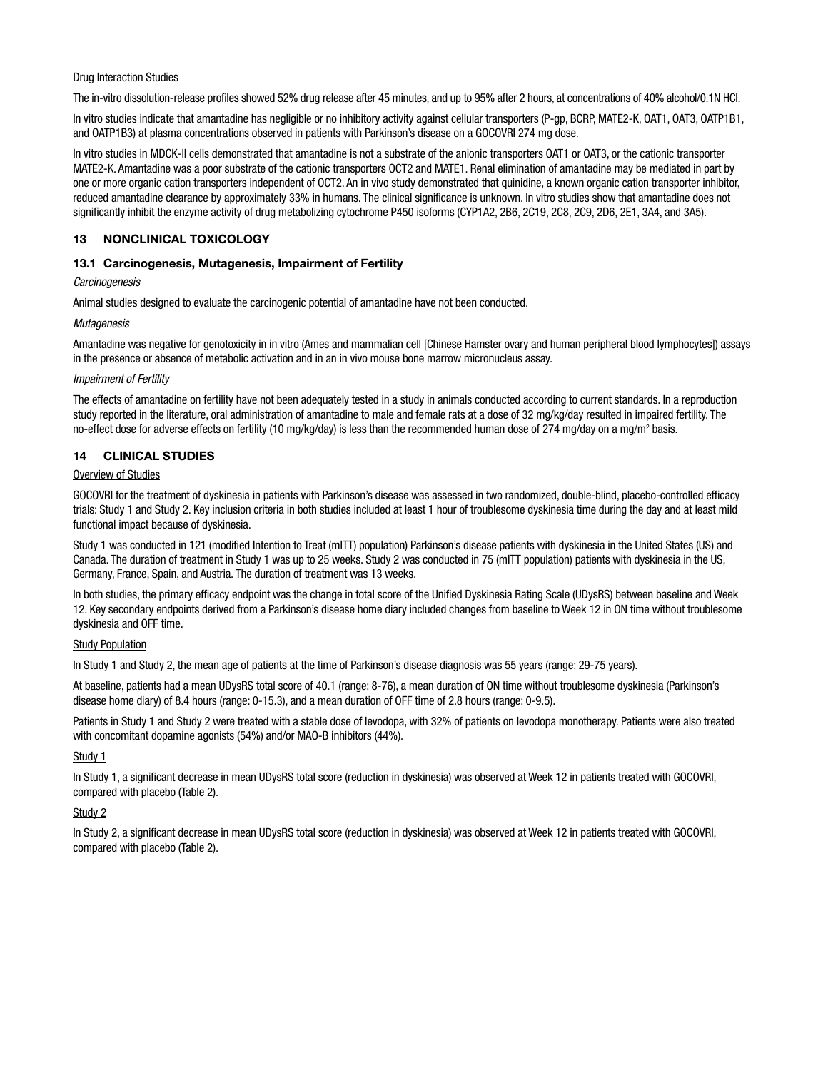Drug Interaction Studies

The in-vitro dissolution-release profiles showed 52% drug release after 45 minutes, and up to 95% after 2 hours, at concentrations of 40% alcohol/0.1N HCl.

In vitro studies indicate that amantadine has negligible or no inhibitory activity against cellular transporters (P-gp, BCRP, MATE2-K, OAT1, OAT3, OATP1B1, and OATP1B3) at plasma concentrations observed in patients with Parkinson's disease on a GOCOVRI 274 mg dose.

In vitro studies in MDCK-II cells demonstrated that amantadine is not a substrate of the anionic transporters OAT1 or OAT3, or the cationic transporter MATE2-K. Amantadine was a poor substrate of the cationic transporters OCT2 and MATE1. Renal elimination of amantadine may be mediated in part by one or more organic cation transporters independent of OCT2. An in vivo study demonstrated that quinidine, a known organic cation transporter inhibitor, reduced amantadine clearance by approximately 33% in humans. The clinical significance is unknown. In vitro studies show that amantadine does not significantly inhibit the enzyme activity of drug metabolizing cytochrome P450 isoforms (CYP1A2, 2B6, 2C19, 2C8, 2C9, 2D6, 2E1, 3A4, and 3A5).

## 13 NONCLINICAL TOXICOLOGY

### 13.1 Carcinogenesis, Mutagenesis, Impairment of Fertility

*Carcinogenesis*

Animal studies designed to evaluate the carcinogenic potential of amantadine have not been conducted.

*Mutagenesis*

Amantadine was negative for genotoxicity in in vitro (Ames and mammalian cell [Chinese Hamster ovary and human peripheral blood lymphocytes]) assays in the presence or absence of metabolic activation and in an in vivo mouse bone marrow micronucleus assay.

*Impairment of Fertility*

The effects of amantadine on fertility have not been adequately tested in a study in animals conducted according to current standards. In a reproduction study reported in the literature, oral administration of amantadine to male and female rats at a dose of 32 mg/kg/day resulted in impaired fertility. The no-effect dose for adverse effects on fertility (10 mg/kg/day) is less than the recommended human dose of 274 mg/day on a mg/m$^2$ basis.

## 14 CLINICAL STUDIES

Overview of Studies

GOCOVRI for the treatment of dyskinesia in patients with Parkinson's disease was assessed in two randomized, double-blind, placebo-controlled efficacy trials: Study 1 and Study 2. Key inclusion criteria in both studies included at least 1 hour of troublesome dyskinesia time during the day and at least mild functional impact because of dyskinesia.

Study 1 was conducted in 121 (modified Intention to Treat (mITT) population) Parkinson's disease patients with dyskinesia in the United States (US) and Canada. The duration of treatment in Study 1 was up to 25 weeks. Study 2 was conducted in 75 (mITT population) patients with dyskinesia in the US, Germany, France, Spain, and Austria. The duration of treatment was 13 weeks.

In both studies, the primary efficacy endpoint was the change in total score of the Unified Dyskinesia Rating Scale (UDysRS) between baseline and Week 12. Key secondary endpoints derived from a Parkinson's disease home diary included changes from baseline to Week 12 in ON time without troublesome dyskinesia and OFF time.

Study Population

In Study 1 and Study 2, the mean age of patients at the time of Parkinson's disease diagnosis was 55 years (range: 29-75 years).

At baseline, patients had a mean UDysRS total score of 40.1 (range: 8-76), a mean duration of ON time without troublesome dyskinesia (Parkinson's disease home diary) of 8.4 hours (range: 0-15.3), and a mean duration of OFF time of 2.8 hours (range: 0-9.5).

Patients in Study 1 and Study 2 were treated with a stable dose of levodopa, with 32% of patients on levodopa monotherapy. Patients were also treated with concomitant dopamine agonists (54%) and/or MAO-B inhibitors (44%).

Study 1

In Study 1, a significant decrease in mean UDysRS total score (reduction in dyskinesia) was observed at Week 12 in patients treated with GOCOVRI, compared with placebo (Table 2).

Study 2

In Study 2, a significant decrease in mean UDysRS total score (reduction in dyskinesia) was observed at Week 12 in patients treated with GOCOVRI, compared with placebo (Table 2).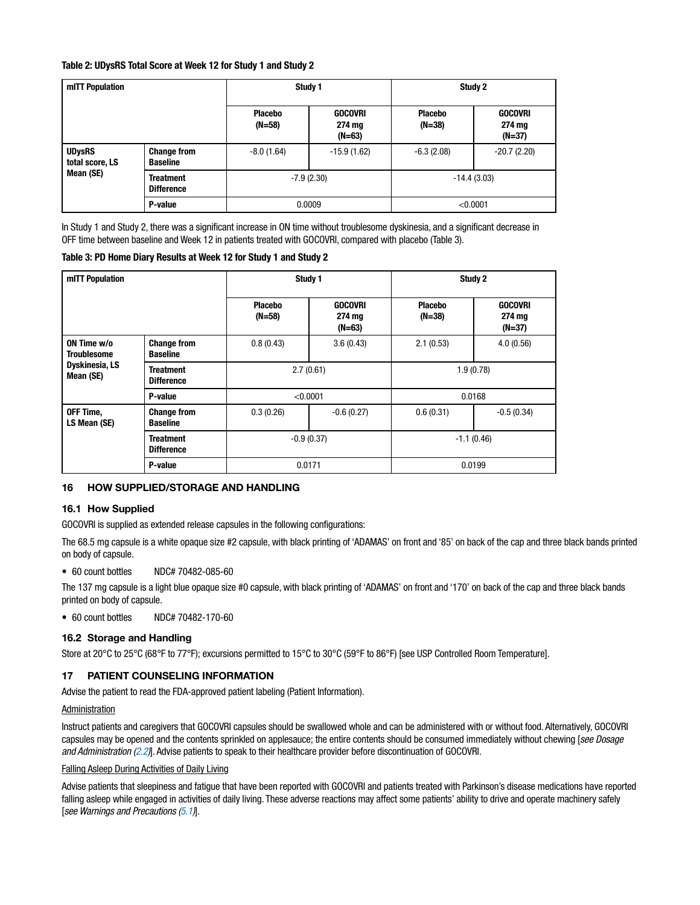**Table 2: UDysRS Total Score at Week 12 for Study 1 and Study 2**

| mITT Population | | Study 1 | | Study 2 | |
|---|---|---|---|---|---|
| | | Placebo (N=58) | GOCOVRI 274 mg (N=63) | Placebo (N=38) | GOCOVRI 274 mg (N=37) |
| UDysRS total score, LS Mean (SE) | Change from Baseline | -8.0 (1.64) | -15.9 (1.62) | -6.3 (2.08) | -20.7 (2.20) |
| | Treatment Difference | -7.9 (2.30) | | -14.4 (3.03) | |
| | P-value | 0.0009 | | <0.0001 | |

In Study 1 and Study 2, there was a significant increase in ON time without troublesome dyskinesia, and a significant decrease in OFF time between baseline and Week 12 in patients treated with GOCOVRI, compared with placebo (Table 3).

**Table 3: PD Home Diary Results at Week 12 for Study 1 and Study 2**

| mITT Population | | Study 1 | | Study 2 | |
|---|---|---|---|---|---|
| | | Placebo (N=58) | GOCOVRI 274 mg (N=63) | Placebo (N=38) | GOCOVRI 274 mg (N=37) |
| ON Time w/o Troublesome Dyskinesia, LS Mean (SE) | Change from Baseline | 0.8 (0.43) | 3.6 (0.43) | 2.1 (0.53) | 4.0 (0.56) |
| | Treatment Difference | 2.7 (0.61) | | 1.9 (0.78) | |
| | P-value | <0.0001 | | 0.0168 | |
| OFF Time, LS Mean (SE) | Change from Baseline | 0.3 (0.26) | -0.6 (0.27) | 0.6 (0.31) | -0.5 (0.34) |
| | Treatment Difference | -0.9 (0.37) | | -1.1 (0.46) | |
| | P-value | 0.0171 | | 0.0199 | |

## 16 HOW SUPPLIED/STORAGE AND HANDLING

### 16.1 How Supplied

GOCOVRI is supplied as extended release capsules in the following configurations:

The 68.5 mg capsule is a white opaque size #2 capsule, with black printing of 'ADAMAS' on front and '85' on back of the cap and three black bands printed on body of capsule.

- 60 count bottles NDC# 70482-085-60

The 137 mg capsule is a light blue opaque size #0 capsule, with black printing of 'ADAMAS' on front and '170' on back of the cap and three black bands printed on body of capsule.

- 60 count bottles NDC# 70482-170-60

### 16.2 Storage and Handling

Store at 20°C to 25°C (68°F to 77°F); excursions permitted to 15°C to 30°C (59°F to 86°F) [see USP Controlled Room Temperature].

## 17 PATIENT COUNSELING INFORMATION

Advise the patient to read the FDA-approved patient labeling (Patient Information).

Administration

Instruct patients and caregivers that GOCOVRI capsules should be swallowed whole and can be administered with or without food. Alternatively, GOCOVRI capsules may be opened and the contents sprinkled on applesauce; the entire contents should be consumed immediately without chewing [*see Dosage and Administration (2.2)*]. Advise patients to speak to their healthcare provider before discontinuation of GOCOVRI.

Falling Asleep During Activities of Daily Living

Advise patients that sleepiness and fatigue that have been reported with GOCOVRI and patients treated with Parkinson's disease medications have reported falling asleep while engaged in activities of daily living. These adverse reactions may affect some patients' ability to drive and operate machinery safely [*see Warnings and Precautions (5.1)*].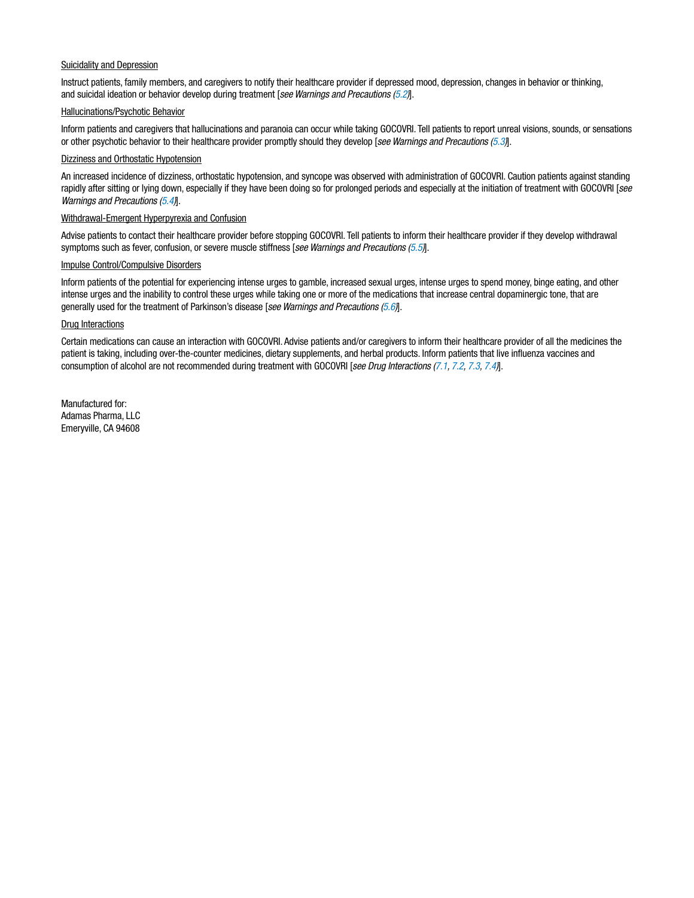Suicidality and Depression

Instruct patients, family members, and caregivers to notify their healthcare provider if depressed mood, depression, changes in behavior or thinking, and suicidal ideation or behavior develop during treatment [*see Warnings and Precautions (5.2)*].

Hallucinations/Psychotic Behavior

Inform patients and caregivers that hallucinations and paranoia can occur while taking GOCOVRI. Tell patients to report unreal visions, sounds, or sensations or other psychotic behavior to their healthcare provider promptly should they develop [*see Warnings and Precautions (5.3)*].

Dizziness and Orthostatic Hypotension

An increased incidence of dizziness, orthostatic hypotension, and syncope was observed with administration of GOCOVRI. Caution patients against standing rapidly after sitting or lying down, especially if they have been doing so for prolonged periods and especially at the initiation of treatment with GOCOVRI [*see Warnings and Precautions (5.4)*].

Withdrawal-Emergent Hyperpyrexia and Confusion

Advise patients to contact their healthcare provider before stopping GOCOVRI. Tell patients to inform their healthcare provider if they develop withdrawal symptoms such as fever, confusion, or severe muscle stiffness [*see Warnings and Precautions (5.5)*].

Impulse Control/Compulsive Disorders

Inform patients of the potential for experiencing intense urges to gamble, increased sexual urges, intense urges to spend money, binge eating, and other intense urges and the inability to control these urges while taking one or more of the medications that increase central dopaminergic tone, that are generally used for the treatment of Parkinson's disease [*see Warnings and Precautions (5.6)*].

Drug Interactions

Certain medications can cause an interaction with GOCOVRI. Advise patients and/or caregivers to inform their healthcare provider of all the medicines the patient is taking, including over-the-counter medicines, dietary supplements, and herbal products. Inform patients that live influenza vaccines and consumption of alcohol are not recommended during treatment with GOCOVRI [*see Drug Interactions (7.1, 7.2, 7.3, 7.4)*].

Manufactured for:
Adamas Pharma, LLC
Emeryville, CA 94608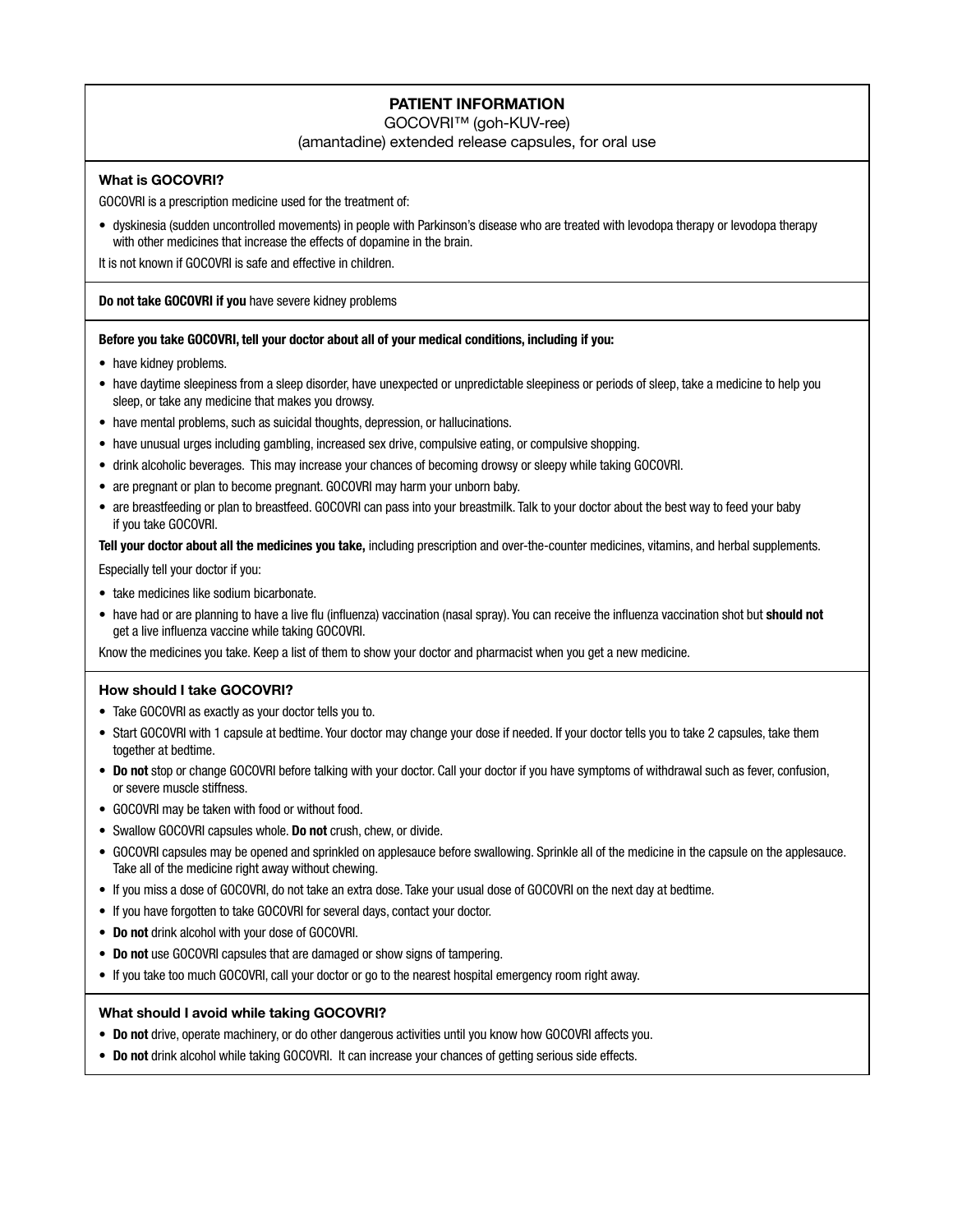# PATIENT INFORMATION

GOCOVRI™ (goh-KUV-ree)

(amantadine) extended release capsules, for oral use

### What is GOCOVRI?

GOCOVRI is a prescription medicine used for the treatment of:

- dyskinesia (sudden uncontrolled movements) in people with Parkinson's disease who are treated with levodopa therapy or levodopa therapy with other medicines that increase the effects of dopamine in the brain.

It is not known if GOCOVRI is safe and effective in children.

**Do not take GOCOVRI if you** have severe kidney problems

**Before you take GOCOVRI, tell your doctor about all of your medical conditions, including if you:**

- have kidney problems.
- have daytime sleepiness from a sleep disorder, have unexpected or unpredictable sleepiness or periods of sleep, take a medicine to help you sleep, or take any medicine that makes you drowsy.
- have mental problems, such as suicidal thoughts, depression, or hallucinations.
- have unusual urges including gambling, increased sex drive, compulsive eating, or compulsive shopping.
- drink alcoholic beverages. This may increase your chances of becoming drowsy or sleepy while taking GOCOVRI.
- are pregnant or plan to become pregnant. GOCOVRI may harm your unborn baby.
- are breastfeeding or plan to breastfeed. GOCOVRI can pass into your breastmilk. Talk to your doctor about the best way to feed your baby if you take GOCOVRI.

**Tell your doctor about all the medicines you take,** including prescription and over-the-counter medicines, vitamins, and herbal supplements.

Especially tell your doctor if you:

- take medicines like sodium bicarbonate.
- have had or are planning to have a live flu (influenza) vaccination (nasal spray). You can receive the influenza vaccination shot but **should not** get a live influenza vaccine while taking GOCOVRI.

Know the medicines you take. Keep a list of them to show your doctor and pharmacist when you get a new medicine.

### How should I take GOCOVRI?

- Take GOCOVRI as exactly as your doctor tells you to.
- Start GOCOVRI with 1 capsule at bedtime. Your doctor may change your dose if needed. If your doctor tells you to take 2 capsules, take them together at bedtime.
- **Do not** stop or change GOCOVRI before talking with your doctor. Call your doctor if you have symptoms of withdrawal such as fever, confusion, or severe muscle stiffness.
- GOCOVRI may be taken with food or without food.
- Swallow GOCOVRI capsules whole. **Do not** crush, chew, or divide.
- GOCOVRI capsules may be opened and sprinkled on applesauce before swallowing. Sprinkle all of the medicine in the capsule on the applesauce. Take all of the medicine right away without chewing.
- If you miss a dose of GOCOVRI, do not take an extra dose. Take your usual dose of GOCOVRI on the next day at bedtime.
- If you have forgotten to take GOCOVRI for several days, contact your doctor.
- **Do not** drink alcohol with your dose of GOCOVRI.
- **Do not** use GOCOVRI capsules that are damaged or show signs of tampering.
- If you take too much GOCOVRI, call your doctor or go to the nearest hospital emergency room right away.

### What should I avoid while taking GOCOVRI?

- **Do not** drive, operate machinery, or do other dangerous activities until you know how GOCOVRI affects you.
- **Do not** drink alcohol while taking GOCOVRI. It can increase your chances of getting serious side effects.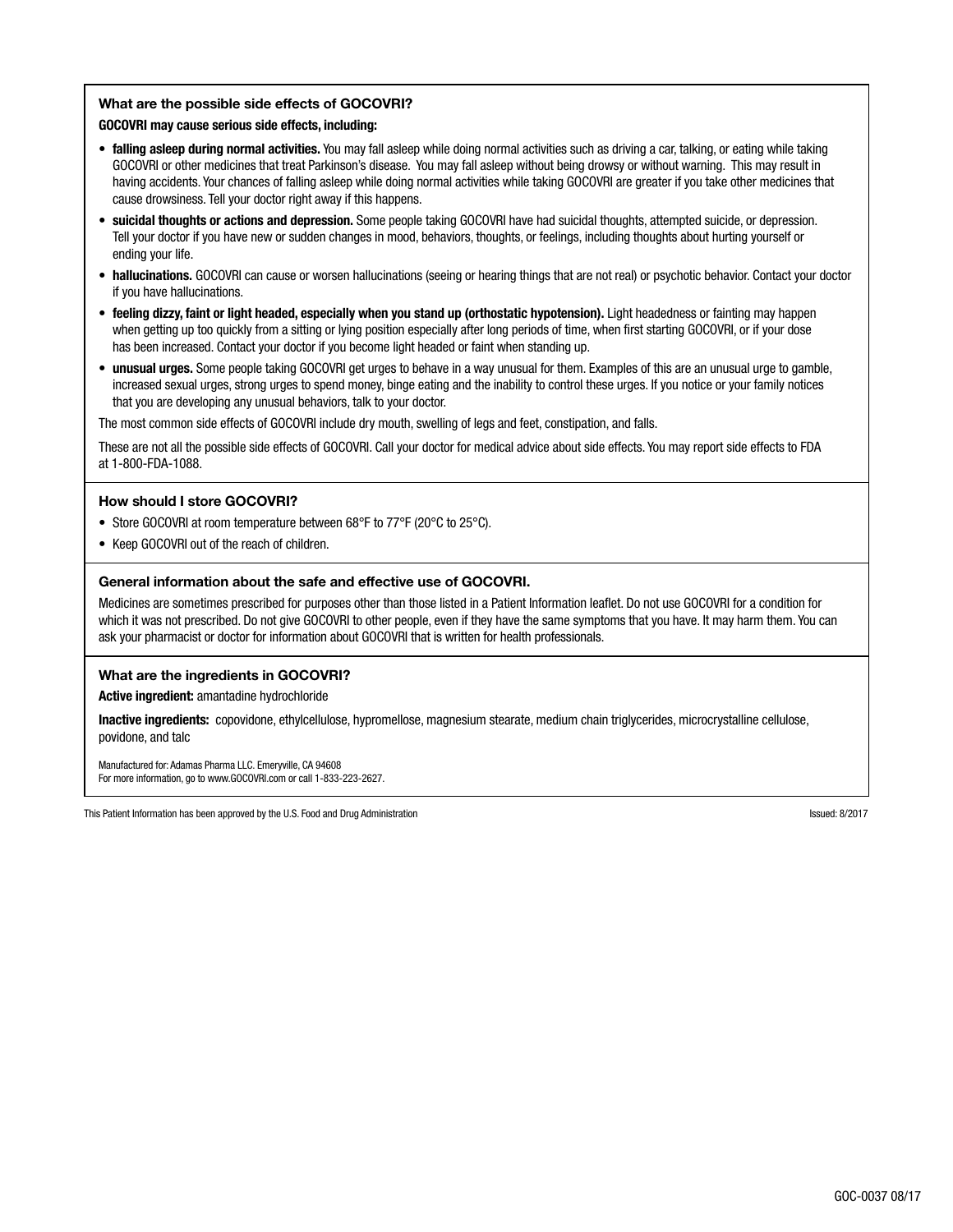### What are the possible side effects of GOCOVRI?

**GOCOVRI may cause serious side effects, including:**

- **falling asleep during normal activities.** You may fall asleep while doing normal activities such as driving a car, talking, or eating while taking GOCOVRI or other medicines that treat Parkinson's disease. You may fall asleep without being drowsy or without warning. This may result in having accidents. Your chances of falling asleep while doing normal activities while taking GOCOVRI are greater if you take other medicines that cause drowsiness. Tell your doctor right away if this happens.
- **suicidal thoughts or actions and depression.** Some people taking GOCOVRI have had suicidal thoughts, attempted suicide, or depression. Tell your doctor if you have new or sudden changes in mood, behaviors, thoughts, or feelings, including thoughts about hurting yourself or ending your life.
- **hallucinations.** GOCOVRI can cause or worsen hallucinations (seeing or hearing things that are not real) or psychotic behavior. Contact your doctor if you have hallucinations.
- **feeling dizzy, faint or light headed, especially when you stand up (orthostatic hypotension).** Light headedness or fainting may happen when getting up too quickly from a sitting or lying position especially after long periods of time, when first starting GOCOVRI, or if your dose has been increased. Contact your doctor if you become light headed or faint when standing up.
- **unusual urges.** Some people taking GOCOVRI get urges to behave in a way unusual for them. Examples of this are an unusual urge to gamble, increased sexual urges, strong urges to spend money, binge eating and the inability to control these urges. If you notice or your family notices that you are developing any unusual behaviors, talk to your doctor.

The most common side effects of GOCOVRI include dry mouth, swelling of legs and feet, constipation, and falls.

These are not all the possible side effects of GOCOVRI. Call your doctor for medical advice about side effects. You may report side effects to FDA at 1-800-FDA-1088.

### How should I store GOCOVRI?

- Store GOCOVRI at room temperature between 68°F to 77°F (20°C to 25°C).
- Keep GOCOVRI out of the reach of children.

### General information about the safe and effective use of GOCOVRI.

Medicines are sometimes prescribed for purposes other than those listed in a Patient Information leaflet. Do not use GOCOVRI for a condition for which it was not prescribed. Do not give GOCOVRI to other people, even if they have the same symptoms that you have. It may harm them. You can ask your pharmacist or doctor for information about GOCOVRI that is written for health professionals.

### What are the ingredients in GOCOVRI?

**Active ingredient:** amantadine hydrochloride

**Inactive ingredients:** copovidone, ethylcellulose, hypromellose, magnesium stearate, medium chain triglycerides, microcrystalline cellulose, povidone, and talc

Manufactured for: Adamas Pharma LLC. Emeryville, CA 94608
For more information, go to www.GOCOVRI.com or call 1-833-223-2627.

This Patient Information has been approved by the U.S. Food and Drug Administration

Issued: 8/2017

GOC-0037 08/17